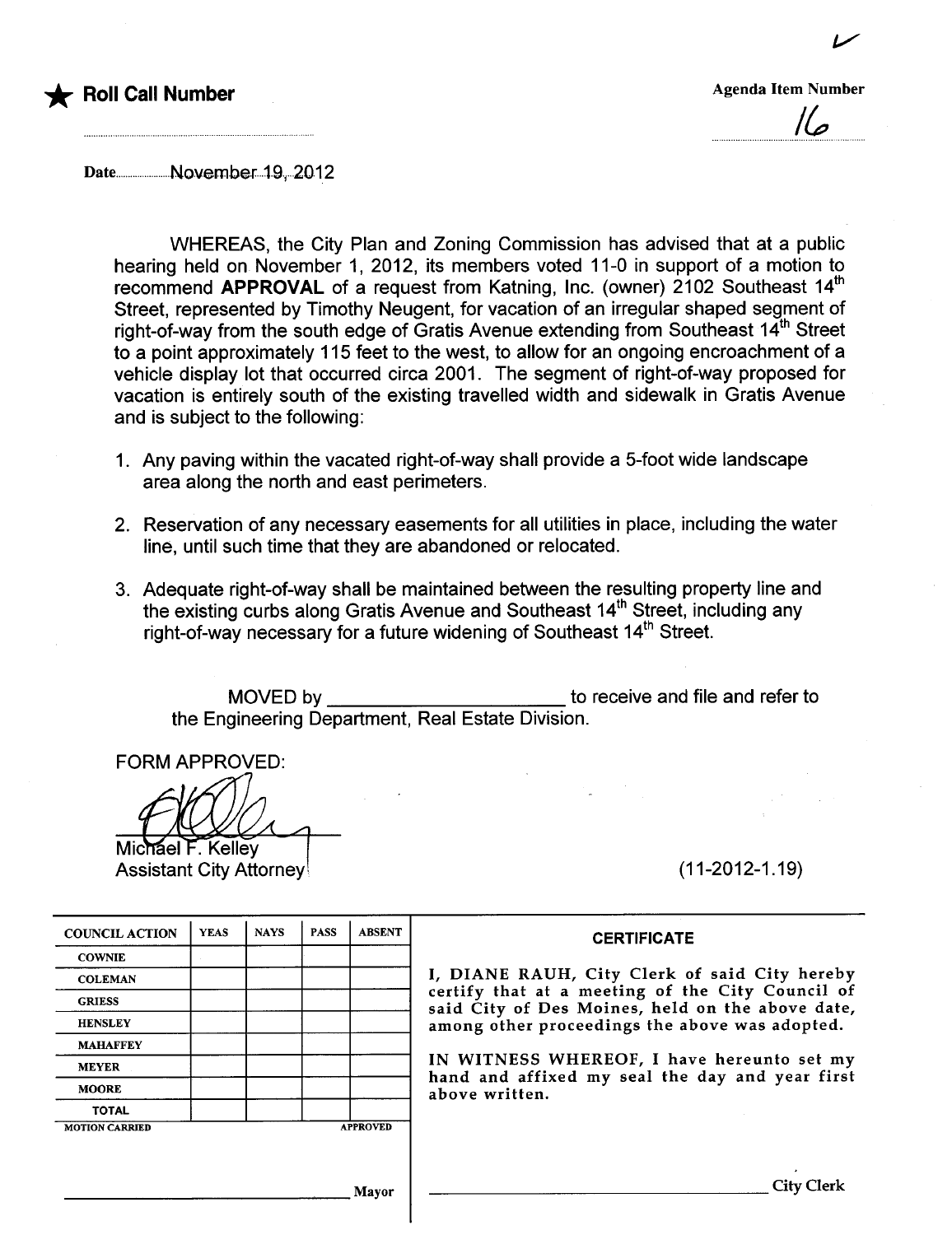★ **Roll Call Number**

**Agenda Item Number**

16

Date November 19, 2012

WHEREAS, the City Plan and Zoning Commission has advised that at a public hearing held on November 1, 2012, its members voted 11-0 in support of a motion to recommend **APPROVAL** of a request from Katning, Inc. (owner) 2102 Southeast 14th Street, represented by Timothy Neugent, for vacation of an irregular shaped segment of right-of-way from the south edge of Gratis Avenue extending from Southeast 14th Street to a point approximately 115 feet to the west, to allow for an ongoing encroachment of a vehicle display lot that occurred circa 2001. The segment of right-of-way proposed for vacation is entirely south of the existing travelled width and sidewalk in Gratis Avenue and is subject to the following:

1. Any paving within the vacated right-of-way shall provide a 5-foot wide landscape area along the north and east perimeters.
2. Reservation of any necessary easements for all utilities in place, including the water line, until such time that they are abandoned or relocated.
3. Adequate right-of-way shall be maintained between the resulting property line and the existing curbs along Gratis Avenue and Southeast 14th Street, including any right-of-way necessary for a future widening of Southeast 14th Street.

MOVED by ______________________ to receive and file and refer to the Engineering Department, Real Estate Division.

FORM APPROVED:

Michael F. Kelley
Assistant City Attorney

(11-2012-1.19)

| COUNCIL ACTION | YEAS | NAYS | PASS | ABSENT |
|---|---|---|---|---|
| COWNIE | | | | |
| COLEMAN | | | | |
| GRIESS | | | | |
| HENSLEY | | | | |
| MAHAFFEY | | | | |
| MEYER | | | | |
| MOORE | | | | |
| TOTAL | | | | |

MOTION CARRIED APPROVED

______________________ Mayor

**CERTIFICATE**

I, DIANE RAUH, City Clerk of said City hereby certify that at a meeting of the City Council of said City of Des Moines, held on the above date, among other proceedings the above was adopted.

IN WITNESS WHEREOF, I have hereunto set my hand and affixed my seal the day and year first above written.

______________________ City Clerk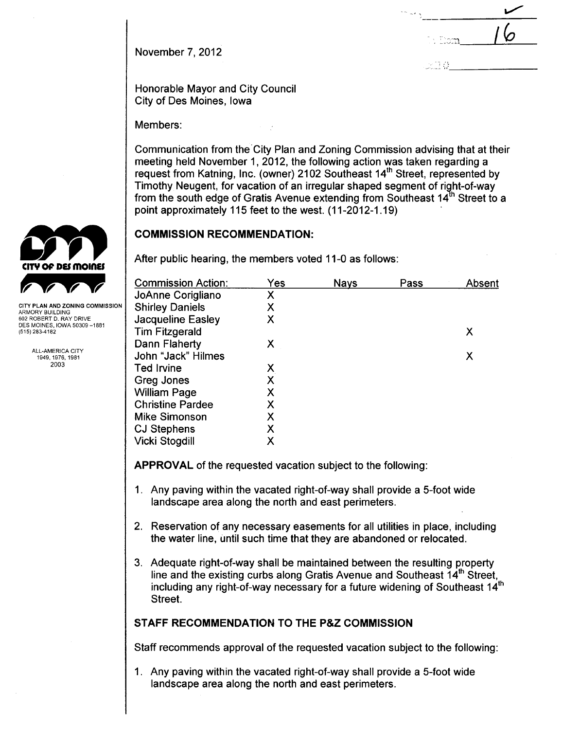Item 16

November 7, 2012

Honorable Mayor and City Council
City of Des Moines, Iowa

Members:

Communication from the City Plan and Zoning Commission advising that at their meeting held November 1, 2012, the following action was taken regarding a request from Katning, Inc. (owner) 2102 Southeast 14th Street, represented by Timothy Neugent, for vacation of an irregular shaped segment of right-of-way from the south edge of Gratis Avenue extending from Southeast 14th Street to a point approximately 115 feet to the west. (11-2012-1.19)

CITY PLAN AND ZONING COMMISSION
ARMORY BUILDING
602 ROBERT D. RAY DRIVE
DES MOINES, IOWA 50309-1881
(515) 283-4182

ALL-AMERICA CITY
1949, 1976, 1981
2003

## COMMISSION RECOMMENDATION:

After public hearing, the members voted 11-0 as follows:

| Commission Action: | Yes | Nays | Pass | Absent |
|---|---|---|---|---|
| JoAnne Corigliano | X | | | |
| Shirley Daniels | X | | | |
| Jacqueline Easley | X | | | |
| Tim Fitzgerald | | | | X |
| Dann Flaherty | X | | | |
| John "Jack" Hilmes | | | | X |
| Ted Irvine | X | | | |
| Greg Jones | X | | | |
| William Page | X | | | |
| Christine Pardee | X | | | |
| Mike Simonson | X | | | |
| CJ Stephens | X | | | |
| Vicki Stogdill | X | | | |

**APPROVAL** of the requested vacation subject to the following:

1. Any paving within the vacated right-of-way shall provide a 5-foot wide landscape area along the north and east perimeters.

2. Reservation of any necessary easements for all utilities in place, including the water line, until such time that they are abandoned or relocated.

3. Adequate right-of-way shall be maintained between the resulting property line and the existing curbs along Gratis Avenue and Southeast 14th Street, including any right-of-way necessary for a future widening of Southeast 14th Street.

## STAFF RECOMMENDATION TO THE P&Z COMMISSION

Staff recommends approval of the requested vacation subject to the following:

1. Any paving within the vacated right-of-way shall provide a 5-foot wide landscape area along the north and east perimeters.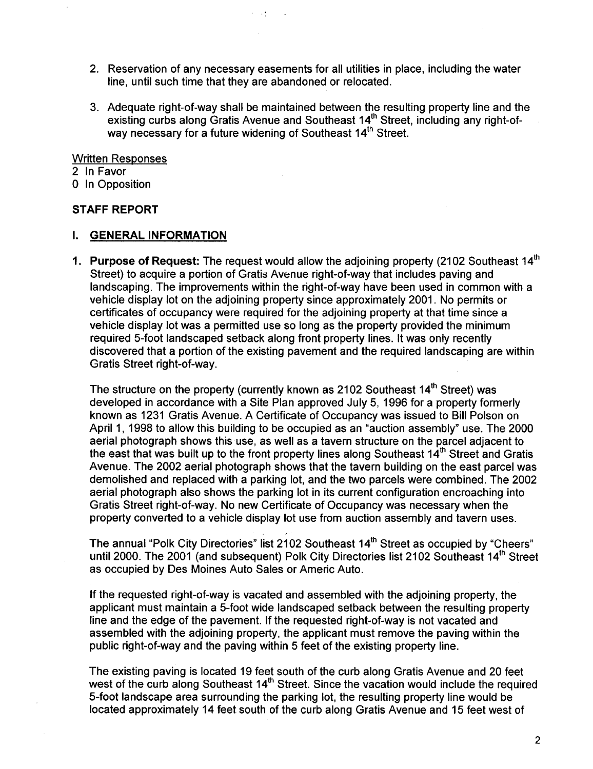2. Reservation of any necessary easements for all utilities in place, including the water line, until such time that they are abandoned or relocated.

3. Adequate right-of-way shall be maintained between the resulting property line and the existing curbs along Gratis Avenue and Southeast 14th Street, including any right-of-way necessary for a future widening of Southeast 14th Street.

Written Responses
2 In Favor
0 In Opposition

## STAFF REPORT

### I. GENERAL INFORMATION

**1. Purpose of Request:** The request would allow the adjoining property (2102 Southeast 14th Street) to acquire a portion of Gratis Avenue right-of-way that includes paving and landscaping. The improvements within the right-of-way have been used in common with a vehicle display lot on the adjoining property since approximately 2001. No permits or certificates of occupancy were required for the adjoining property at that time since a vehicle display lot was a permitted use so long as the property provided the minimum required 5-foot landscaped setback along front property lines. It was only recently discovered that a portion of the existing pavement and the required landscaping are within Gratis Street right-of-way.

The structure on the property (currently known as 2102 Southeast 14th Street) was developed in accordance with a Site Plan approved July 5, 1996 for a property formerly known as 1231 Gratis Avenue. A Certificate of Occupancy was issued to Bill Polson on April 1, 1998 to allow this building to be occupied as an "auction assembly" use. The 2000 aerial photograph shows this use, as well as a tavern structure on the parcel adjacent to the east that was built up to the front property lines along Southeast 14th Street and Gratis Avenue. The 2002 aerial photograph shows that the tavern building on the east parcel was demolished and replaced with a parking lot, and the two parcels were combined. The 2002 aerial photograph also shows the parking lot in its current configuration encroaching into Gratis Street right-of-way. No new Certificate of Occupancy was necessary when the property converted to a vehicle display lot use from auction assembly and tavern uses.

The annual "Polk City Directories" list 2102 Southeast 14th Street as occupied by "Cheers" until 2000. The 2001 (and subsequent) Polk City Directories list 2102 Southeast 14th Street as occupied by Des Moines Auto Sales or Americ Auto.

If the requested right-of-way is vacated and assembled with the adjoining property, the applicant must maintain a 5-foot wide landscaped setback between the resulting property line and the edge of the pavement. If the requested right-of-way is not vacated and assembled with the adjoining property, the applicant must remove the paving within the public right-of-way and the paving within 5 feet of the existing property line.

The existing paving is located 19 feet south of the curb along Gratis Avenue and 20 feet west of the curb along Southeast 14th Street. Since the vacation would include the required 5-foot landscape area surrounding the parking lot, the resulting property line would be located approximately 14 feet south of the curb along Gratis Avenue and 15 feet west of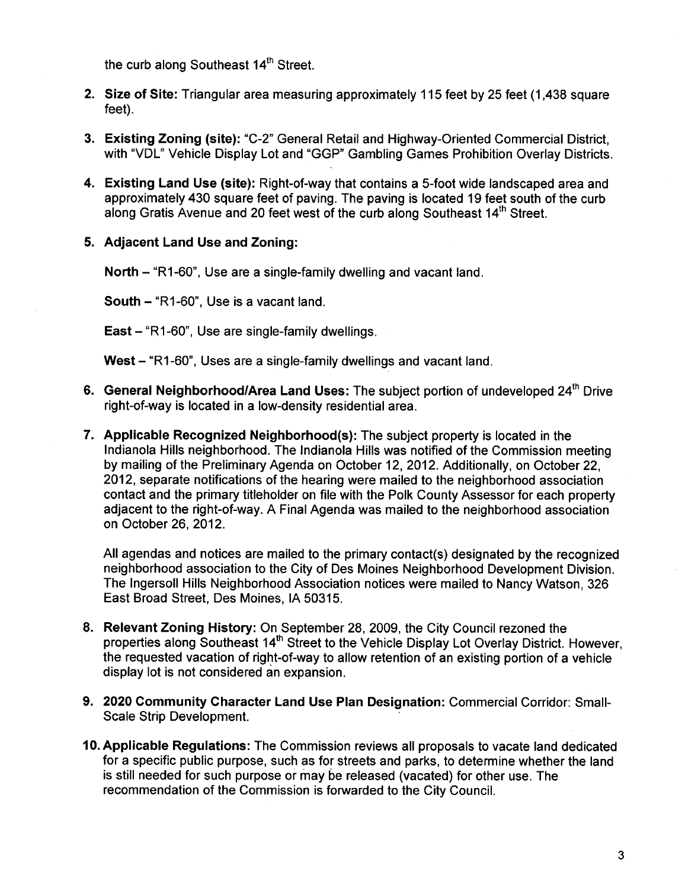the curb along Southeast 14th Street.

2. **Size of Site:** Triangular area measuring approximately 115 feet by 25 feet (1,438 square feet).

3. **Existing Zoning (site):** "C-2" General Retail and Highway-Oriented Commercial District, with "VDL" Vehicle Display Lot and "GGP" Gambling Games Prohibition Overlay Districts.

4. **Existing Land Use (site):** Right-of-way that contains a 5-foot wide landscaped area and approximately 430 square feet of paving. The paving is located 19 feet south of the curb along Gratis Avenue and 20 feet west of the curb along Southeast 14th Street.

5. **Adjacent Land Use and Zoning:**

   **North** – "R1-60", Use are a single-family dwelling and vacant land.

   **South** – "R1-60", Use is a vacant land.

   **East** – "R1-60", Use are single-family dwellings.

   **West** – "R1-60", Uses are a single-family dwellings and vacant land.

6. **General Neighborhood/Area Land Uses:** The subject portion of undeveloped 24th Drive right-of-way is located in a low-density residential area.

7. **Applicable Recognized Neighborhood(s):** The subject property is located in the Indianola Hills neighborhood. The Indianola Hills was notified of the Commission meeting by mailing of the Preliminary Agenda on October 12, 2012. Additionally, on October 22, 2012, separate notifications of the hearing were mailed to the neighborhood association contact and the primary titleholder on file with the Polk County Assessor for each property adjacent to the right-of-way. A Final Agenda was mailed to the neighborhood association on October 26, 2012.

   All agendas and notices are mailed to the primary contact(s) designated by the recognized neighborhood association to the City of Des Moines Neighborhood Development Division. The Ingersoll Hills Neighborhood Association notices were mailed to Nancy Watson, 326 East Broad Street, Des Moines, IA 50315.

8. **Relevant Zoning History:** On September 28, 2009, the City Council rezoned the properties along Southeast 14th Street to the Vehicle Display Lot Overlay District. However, the requested vacation of right-of-way to allow retention of an existing portion of a vehicle display lot is not considered an expansion.

9. **2020 Community Character Land Use Plan Designation:** Commercial Corridor: Small-Scale Strip Development.

10. **Applicable Regulations:** The Commission reviews all proposals to vacate land dedicated for a specific public purpose, such as for streets and parks, to determine whether the land is still needed for such purpose or may be released (vacated) for other use. The recommendation of the Commission is forwarded to the City Council.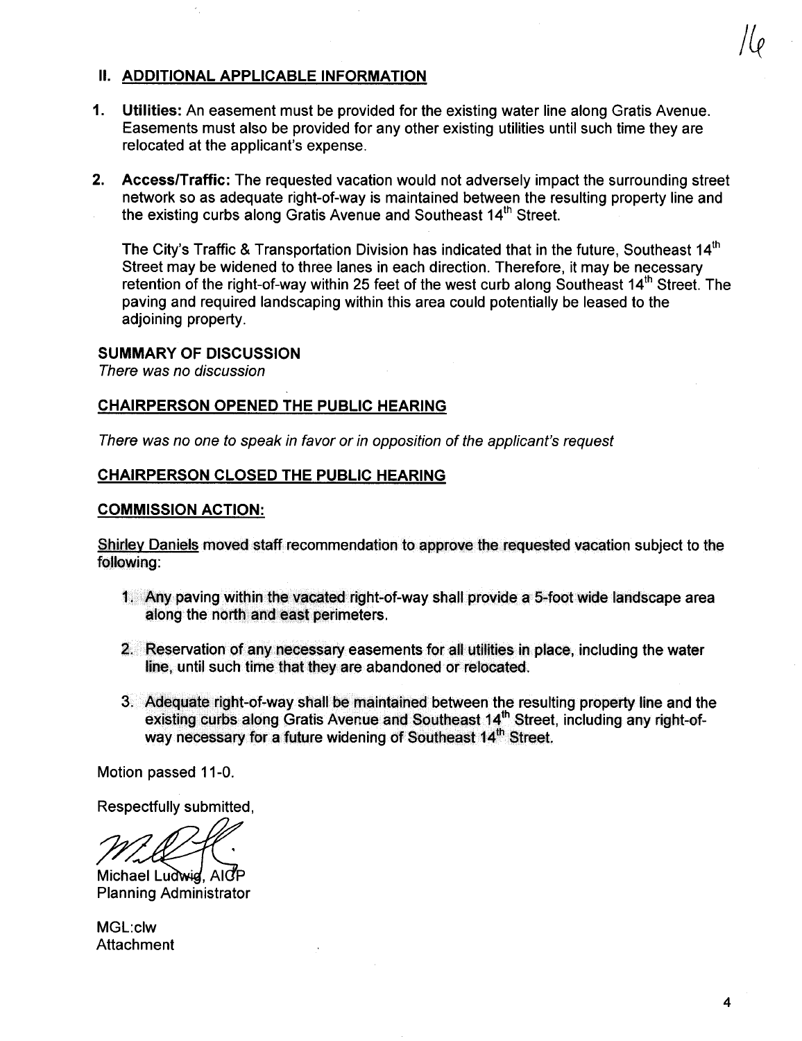## II. ADDITIONAL APPLICABLE INFORMATION

1. **Utilities:** An easement must be provided for the existing water line along Gratis Avenue. Easements must also be provided for any other existing utilities until such time they are relocated at the applicant's expense.

2. **Access/Traffic:** The requested vacation would not adversely impact the surrounding street network so as adequate right-of-way is maintained between the resulting property line and the existing curbs along Gratis Avenue and Southeast 14th Street.

   The City's Traffic & Transportation Division has indicated that in the future, Southeast 14th Street may be widened to three lanes in each direction. Therefore, it may be necessary retention of the right-of-way within 25 feet of the west curb along Southeast 14th Street. The paving and required landscaping within this area could potentially be leased to the adjoining property.

**SUMMARY OF DISCUSSION**

*There was no discussion*

**CHAIRPERSON OPENED THE PUBLIC HEARING**

*There was no one to speak in favor or in opposition of the applicant's request*

**CHAIRPERSON CLOSED THE PUBLIC HEARING**

**COMMISSION ACTION:**

Shirley Daniels moved staff recommendation to approve the requested vacation subject to the following:

1. Any paving within the vacated right-of-way shall provide a 5-foot wide landscape area along the north and east perimeters.

2. Reservation of any necessary easements for all utilities in place, including the water line, until such time that they are abandoned or relocated.

3. Adequate right-of-way shall be maintained between the resulting property line and the existing curbs along Gratis Avenue and Southeast 14th Street, including any right-of-way necessary for a future widening of Southeast 14th Street.

Motion passed 11-0.

Respectfully submitted,

Michael Ludwig, AICP
Planning Administrator

MGL:clw
Attachment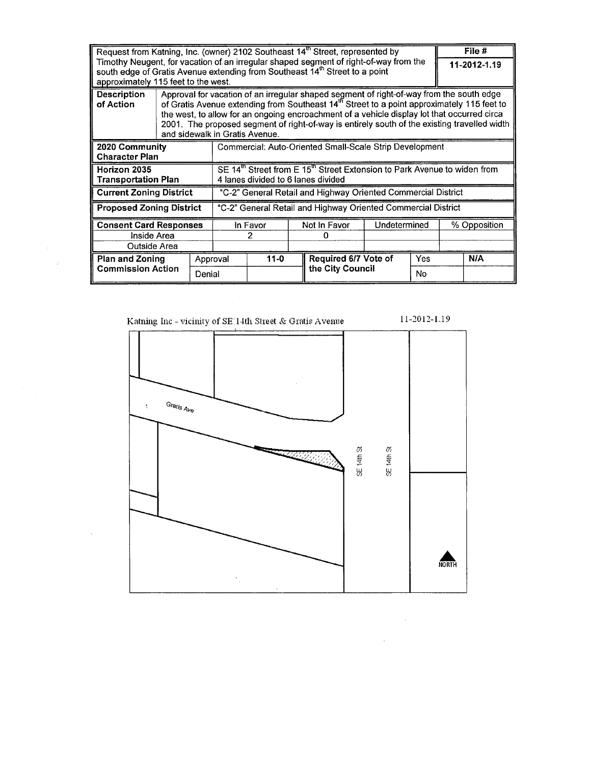| Request from Katning, Inc. (owner) 2102 Southeast 14th Street, represented by Timothy Neugent, for vacation of an irregular shaped segment of right-of-way from the south edge of Gratis Avenue extending from Southeast 14th Street to a point approximately 115 feet to the west. | | | | | | | File # 11-2012-1.19 |
|---|---|---|---|---|---|---|---|
| **Description of Action** | Approval for vacation of an irregular shaped segment of right-of-way from the south edge of Gratis Avenue extending from Southeast 14th Street to a point approximately 115 feet to the west, to allow for an ongoing encroachment of a vehicle display lot that occurred circa 2001. The proposed segment of right-of-way is entirely south of the existing travelled width and sidewalk in Gratis Avenue. | | | | | | |
| **2020 Community Character Plan** | Commercial: Auto-Oriented Small-Scale Strip Development | | | | | | |
| **Horizon 2035 Transportation Plan** | SE 14th Street from E 15th Street Extension to Park Avenue to widen from 4 lanes divided to 6 lanes divided | | | | | | |
| **Current Zoning District** | "C-2" General Retail and Highway Oriented Commercial District | | | | | | |
| **Proposed Zoning District** | "C-2" General Retail and Highway Oriented Commercial District | | | | | | |
| **Consent Card Responses** | In Favor | | Not In Favor | Undetermined | | | % Opposition |
| Inside Area | 2 | | 0 | | | | |
| Outside Area | | | | | | | |
| **Plan and Zoning Commission Action** | Approval | 11-0 | **Required 6/7 Vote of the City Council** | Yes | | | N/A |
| | Denial | | | No | | | |

Katning Inc - vicinity of SE 14th Street & Gratis Avenue

11-2012-1.19

Gratis Ave

SE 14th St

SE 14th St

NORTH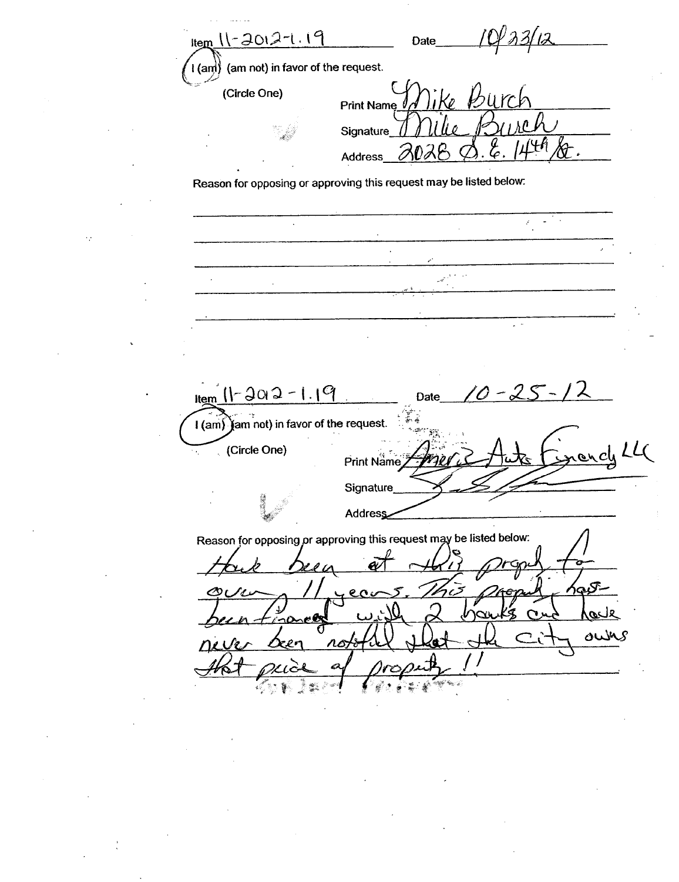Item 11-2012-1.19 Date 10/23/12

I (am) (am not) in favor of the request.

(Circle One)

Print Name Mike Burch

Signature Mike Burch

Address 2028 S.E. 14th St.

Reason for opposing or approving this request may be listed below:

---

Item 11-2012-1.19 Date 10-25-12

I (am) (am not) in favor of the request.

(Circle One)

Print Name America Auto Financing LLC

Signature

Address

Reason for opposing or approving this request may be listed below:

Have been at this property for over 11 years. This property has been financed with 2 banks and have never been notified that the City owns that piece of property!!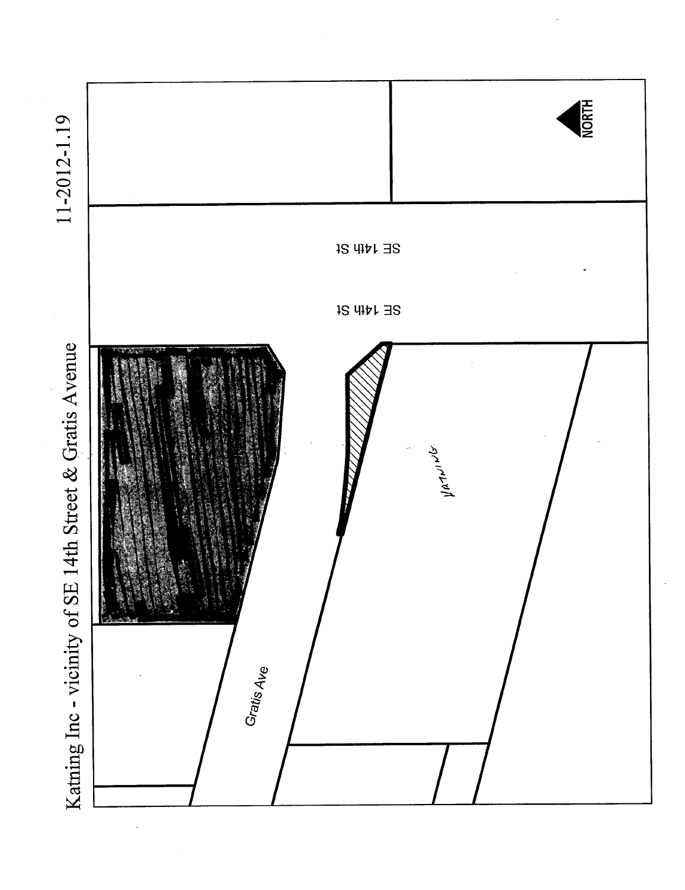# Katning Inc - vicinity of SE 14th Street & Gratis Avenue

11-2012-1.19

NORTH

SE 14th St

SE 14th St

Gratis Ave

VATNING